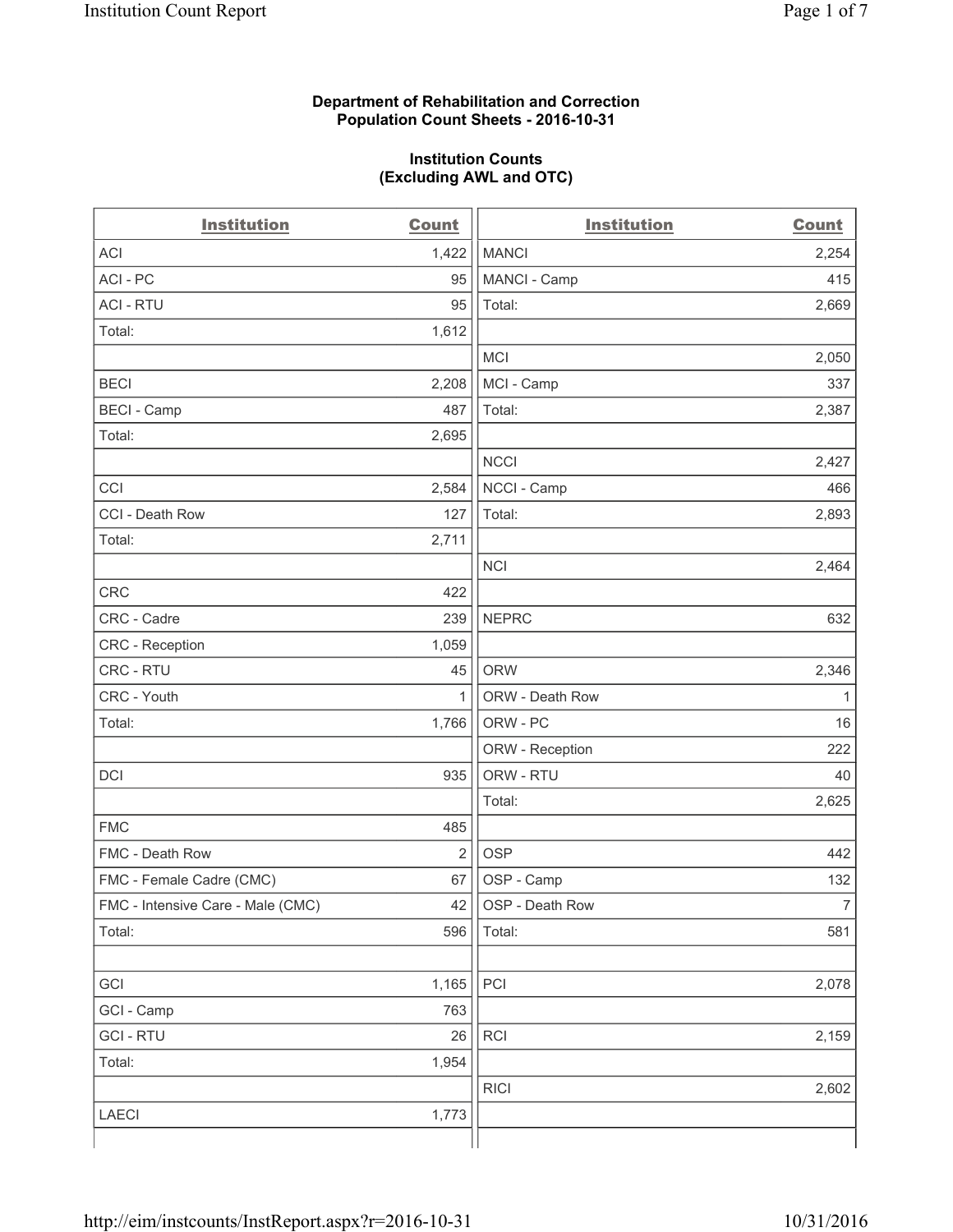**Department of Rehabilitation and Correction**
**Population Count Sheets - 2016-10-31**

**Institution Counts**
**(Excluding AWL and OTC)**

| Institution | Count |
|---|---|
| ACI | 1,422 |
| ACI - PC | 95 |
| ACI - RTU | 95 |
| Total: | 1,612 |
| | |
| BECI | 2,208 |
| BECI - Camp | 487 |
| Total: | 2,695 |
| | |
| CCI | 2,584 |
| CCI - Death Row | 127 |
| Total: | 2,711 |
| | |
| CRC | 422 |
| CRC - Cadre | 239 |
| CRC - Reception | 1,059 |
| CRC - RTU | 45 |
| CRC - Youth | 1 |
| Total: | 1,766 |
| | |
| DCI | 935 |
| | |
| FMC | 485 |
| FMC - Death Row | 2 |
| FMC - Female Cadre (CMC) | 67 |
| FMC - Intensive Care - Male (CMC) | 42 |
| Total: | 596 |
| | |
| GCI | 1,165 |
| GCI - Camp | 763 |
| GCI - RTU | 26 |
| Total: | 1,954 |
| | |
| LAECI | 1,773 |

| Institution | Count |
|---|---|
| MANCI | 2,254 |
| MANCI - Camp | 415 |
| Total: | 2,669 |
| | |
| MCI | 2,050 |
| MCI - Camp | 337 |
| Total: | 2,387 |
| | |
| NCCI | 2,427 |
| NCCI - Camp | 466 |
| Total: | 2,893 |
| | |
| NCI | 2,464 |
| | |
| NEPRC | 632 |
| | |
| ORW | 2,346 |
| ORW - Death Row | 1 |
| ORW - PC | 16 |
| ORW - Reception | 222 |
| ORW - RTU | 40 |
| Total: | 2,625 |
| | |
| OSP | 442 |
| OSP - Camp | 132 |
| OSP - Death Row | 7 |
| Total: | 581 |
| | |
| PCI | 2,078 |
| | |
| RCI | 2,159 |
| | |
| RICI | 2,602 |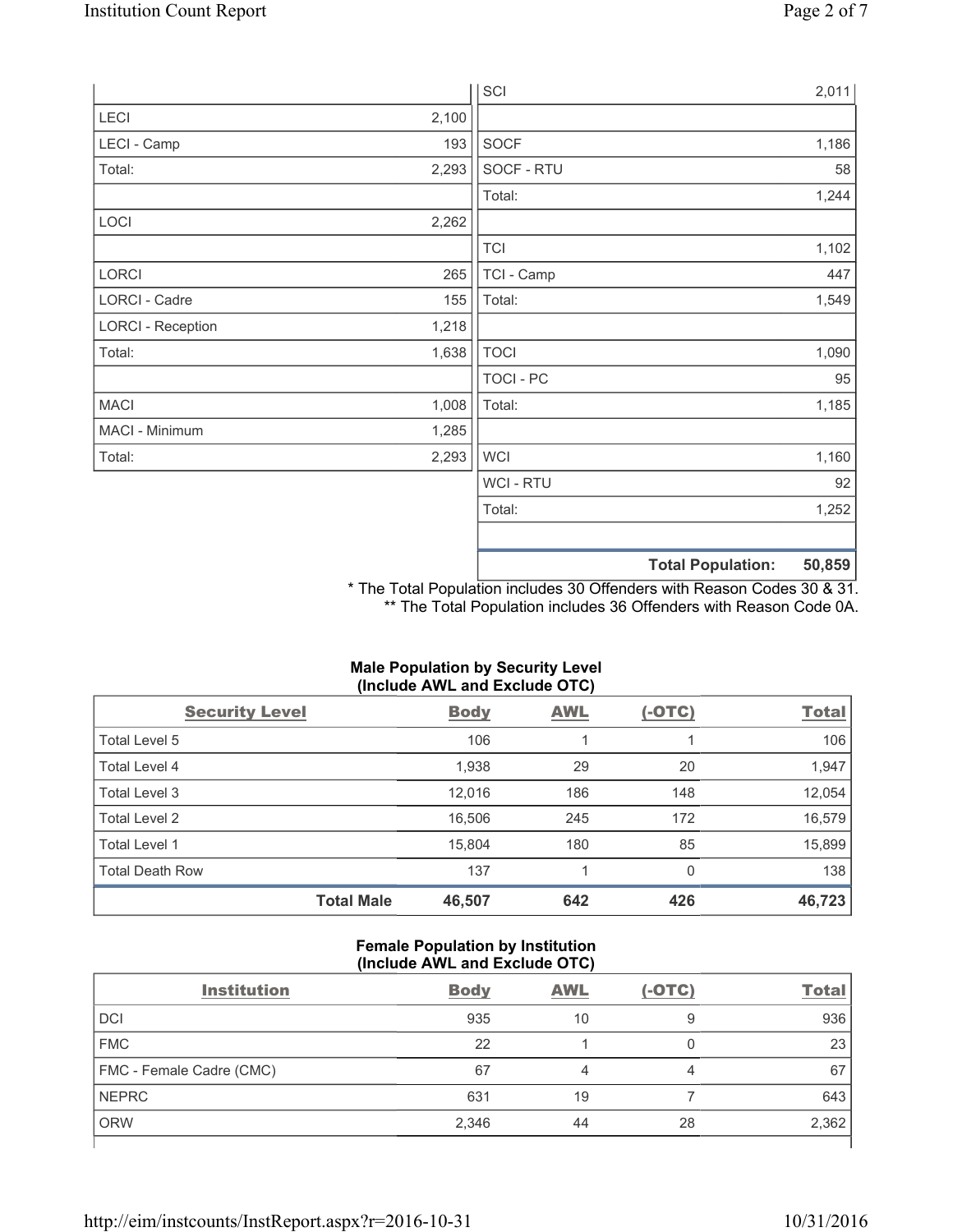| | |
|---|---|
| LECI | 2,100 |
| LECI - Camp | 193 |
| Total: | 2,293 |
| | |
| LOCI | 2,262 |
| | |
| LORCI | 265 |
| LORCI - Cadre | 155 |
| LORCI - Reception | 1,218 |
| Total: | 1,638 |
| | |
| MACI | 1,008 |
| MACI - Minimum | 1,285 |
| Total: | 2,293 |

| | |
|---|---|
| SCI | 2,011 |
| | |
| SOCF | 1,186 |
| SOCF - RTU | 58 |
| Total: | 1,244 |
| | |
| TCI | 1,102 |
| TCI - Camp | 447 |
| Total: | 1,549 |
| | |
| TOCI | 1,090 |
| TOCI - PC | 95 |
| Total: | 1,185 |
| | |
| WCI | 1,160 |
| WCI - RTU | 92 |
| Total: | 1,252 |
| | |
| **Total Population:** | **50,859** |

\* The Total Population includes 30 Offenders with Reason Codes 30 & 31.
\*\* The Total Population includes 36 Offenders with Reason Code 0A.

**Male Population by Security Level (Include AWL and Exclude OTC)**

| Security Level | Body | AWL | (-OTC) | Total |
|---|---|---|---|---|
| Total Level 5 | 106 | 1 | 1 | 106 |
| Total Level 4 | 1,938 | 29 | 20 | 1,947 |
| Total Level 3 | 12,016 | 186 | 148 | 12,054 |
| Total Level 2 | 16,506 | 245 | 172 | 16,579 |
| Total Level 1 | 15,804 | 180 | 85 | 15,899 |
| Total Death Row | 137 | 1 | 0 | 138 |
| **Total Male** | **46,507** | **642** | **426** | **46,723** |

**Female Population by Institution (Include AWL and Exclude OTC)**

| Institution | Body | AWL | (-OTC) | Total |
|---|---|---|---|---|
| DCI | 935 | 10 | 9 | 936 |
| FMC | 22 | 1 | 0 | 23 |
| FMC - Female Cadre (CMC) | 67 | 4 | 4 | 67 |
| NEPRC | 631 | 19 | 7 | 643 |
| ORW | 2,346 | 44 | 28 | 2,362 |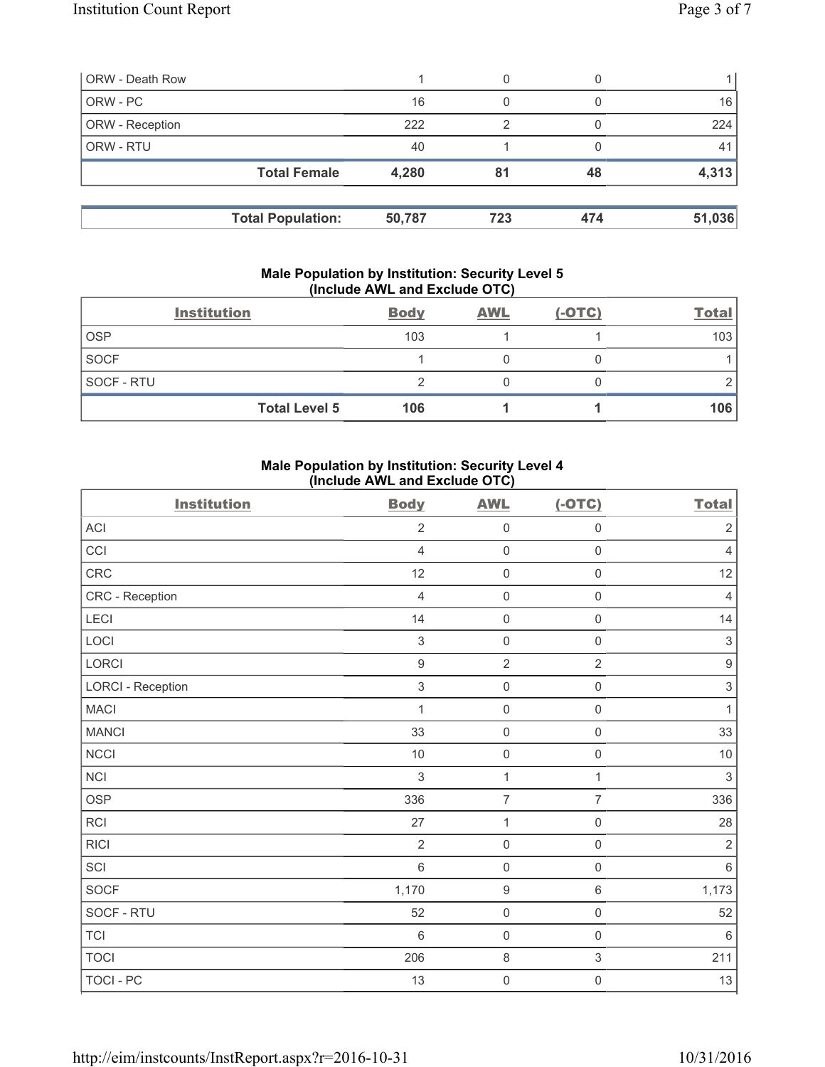| ORW - Death Row | 1 | 0 | 0 | 1 |
|---|---|---|---|---|
| ORW - PC | 16 | 0 | 0 | 16 |
| ORW - Reception | 222 | 2 | 0 | 224 |
| ORW - RTU | 40 | 1 | 0 | 41 |
| **Total Female** | **4,280** | **81** | **48** | **4,313** |

| **Total Population:** | **50,787** | **723** | **474** | **51,036** |
|---|---|---|---|---|

### Male Population by Institution: Security Level 5 (Include AWL and Exclude OTC)

| Institution | Body | AWL | (-OTC) | Total |
|---|---|---|---|---|
| OSP | 103 | 1 | 1 | 103 |
| SOCF | 1 | 0 | 0 | 1 |
| SOCF - RTU | 2 | 0 | 0 | 2 |
| **Total Level 5** | **106** | **1** | **1** | **106** |

### Male Population by Institution: Security Level 4 (Include AWL and Exclude OTC)

| Institution | Body | AWL | (-OTC) | Total |
|---|---|---|---|---|
| ACI | 2 | 0 | 0 | 2 |
| CCI | 4 | 0 | 0 | 4 |
| CRC | 12 | 0 | 0 | 12 |
| CRC - Reception | 4 | 0 | 0 | 4 |
| LECI | 14 | 0 | 0 | 14 |
| LOCI | 3 | 0 | 0 | 3 |
| LORCI | 9 | 2 | 2 | 9 |
| LORCI - Reception | 3 | 0 | 0 | 3 |
| MACI | 1 | 0 | 0 | 1 |
| MANCI | 33 | 0 | 0 | 33 |
| NCCI | 10 | 0 | 0 | 10 |
| NCI | 3 | 1 | 1 | 3 |
| OSP | 336 | 7 | 7 | 336 |
| RCI | 27 | 1 | 0 | 28 |
| RICI | 2 | 0 | 0 | 2 |
| SCI | 6 | 0 | 0 | 6 |
| SOCF | 1,170 | 9 | 6 | 1,173 |
| SOCF - RTU | 52 | 0 | 0 | 52 |
| TCI | 6 | 0 | 0 | 6 |
| TOCI | 206 | 8 | 3 | 211 |
| TOCI - PC | 13 | 0 | 0 | 13 |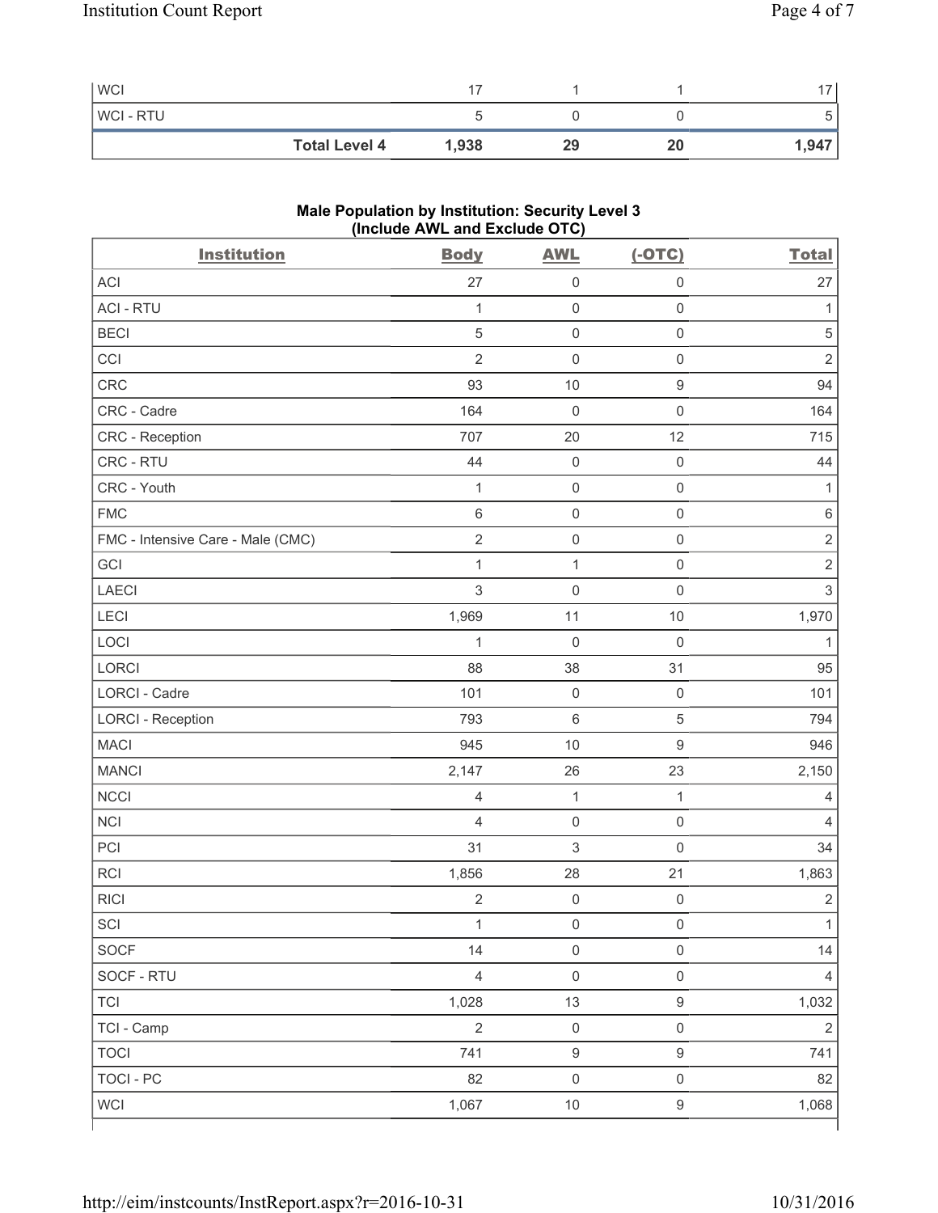| WCI | 17 | 1 | 1 | 17 |
|---|---|---|---|---|
| WCI - RTU | 5 | 0 | 0 | 5 |
| **Total Level 4** | **1,938** | **29** | **20** | **1,947** |

### Male Population by Institution: Security Level 3 (Include AWL and Exclude OTC)

| Institution | Body | AWL | (-OTC) | Total |
|---|---|---|---|---|
| ACI | 27 | 0 | 0 | 27 |
| ACI - RTU | 1 | 0 | 0 | 1 |
| BECI | 5 | 0 | 0 | 5 |
| CCI | 2 | 0 | 0 | 2 |
| CRC | 93 | 10 | 9 | 94 |
| CRC - Cadre | 164 | 0 | 0 | 164 |
| CRC - Reception | 707 | 20 | 12 | 715 |
| CRC - RTU | 44 | 0 | 0 | 44 |
| CRC - Youth | 1 | 0 | 0 | 1 |
| FMC | 6 | 0 | 0 | 6 |
| FMC - Intensive Care - Male (CMC) | 2 | 0 | 0 | 2 |
| GCI | 1 | 1 | 0 | 2 |
| LAECI | 3 | 0 | 0 | 3 |
| LECI | 1,969 | 11 | 10 | 1,970 |
| LOCI | 1 | 0 | 0 | 1 |
| LORCI | 88 | 38 | 31 | 95 |
| LORCI - Cadre | 101 | 0 | 0 | 101 |
| LORCI - Reception | 793 | 6 | 5 | 794 |
| MACI | 945 | 10 | 9 | 946 |
| MANCI | 2,147 | 26 | 23 | 2,150 |
| NCCI | 4 | 1 | 1 | 4 |
| NCI | 4 | 0 | 0 | 4 |
| PCI | 31 | 3 | 0 | 34 |
| RCI | 1,856 | 28 | 21 | 1,863 |
| RICI | 2 | 0 | 0 | 2 |
| SCI | 1 | 0 | 0 | 1 |
| SOCF | 14 | 0 | 0 | 14 |
| SOCF - RTU | 4 | 0 | 0 | 4 |
| TCI | 1,028 | 13 | 9 | 1,032 |
| TCI - Camp | 2 | 0 | 0 | 2 |
| TOCI | 741 | 9 | 9 | 741 |
| TOCI - PC | 82 | 0 | 0 | 82 |
| WCI | 1,067 | 10 | 9 | 1,068 |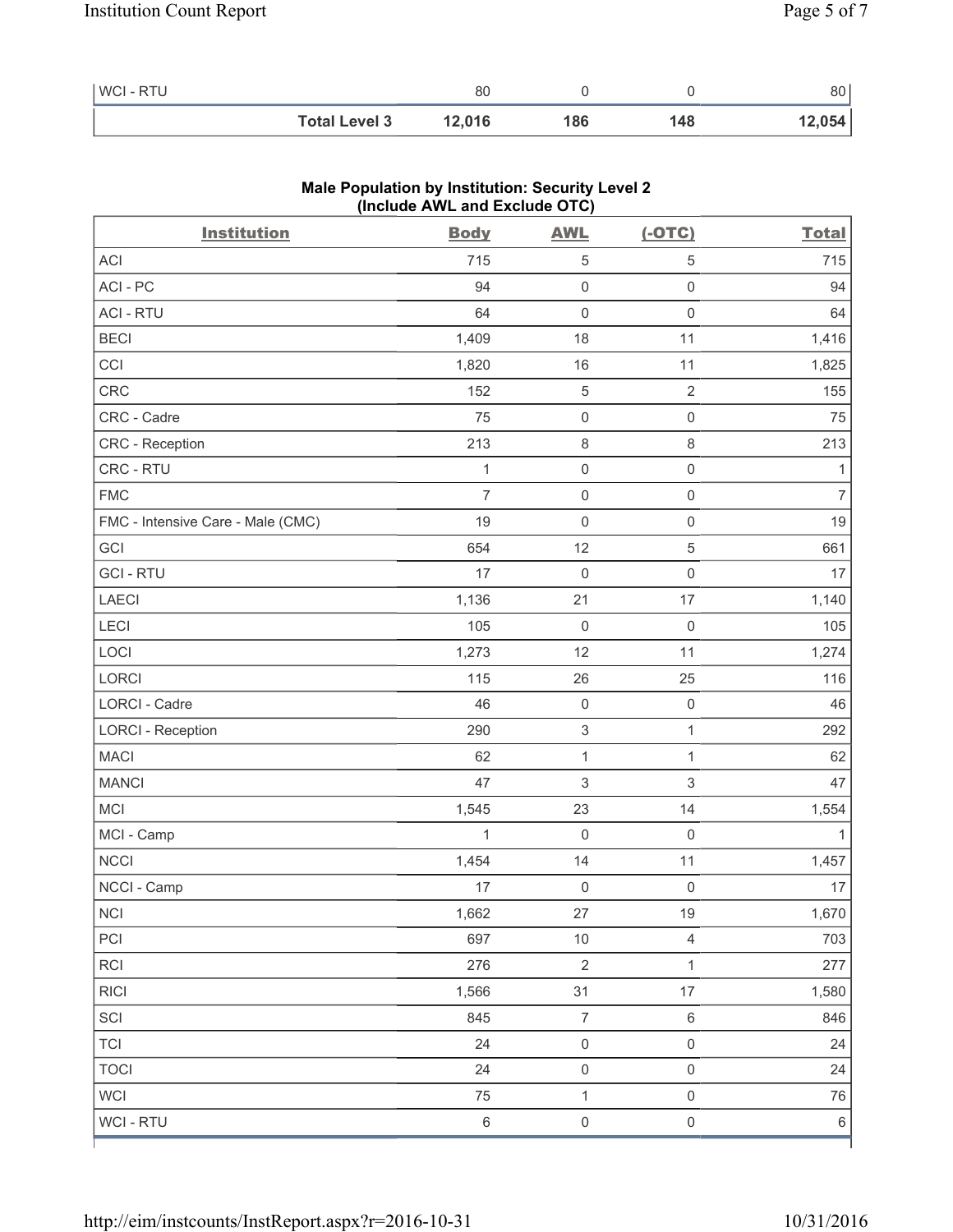| | | | | |
|---|---|---|---|---|
| WCI - RTU | 80 | 0 | 0 | 80 |
| **Total Level 3** | **12,016** | **186** | **148** | **12,054** |

**Male Population by Institution: Security Level 2 (Include AWL and Exclude OTC)**

| Institution | Body | AWL | (-OTC) | Total |
|---|---|---|---|---|
| ACI | 715 | 5 | 5 | 715 |
| ACI - PC | 94 | 0 | 0 | 94 |
| ACI - RTU | 64 | 0 | 0 | 64 |
| BECI | 1,409 | 18 | 11 | 1,416 |
| CCI | 1,820 | 16 | 11 | 1,825 |
| CRC | 152 | 5 | 2 | 155 |
| CRC - Cadre | 75 | 0 | 0 | 75 |
| CRC - Reception | 213 | 8 | 8 | 213 |
| CRC - RTU | 1 | 0 | 0 | 1 |
| FMC | 7 | 0 | 0 | 7 |
| FMC - Intensive Care - Male (CMC) | 19 | 0 | 0 | 19 |
| GCI | 654 | 12 | 5 | 661 |
| GCI - RTU | 17 | 0 | 0 | 17 |
| LAECI | 1,136 | 21 | 17 | 1,140 |
| LECI | 105 | 0 | 0 | 105 |
| LOCI | 1,273 | 12 | 11 | 1,274 |
| LORCI | 115 | 26 | 25 | 116 |
| LORCI - Cadre | 46 | 0 | 0 | 46 |
| LORCI - Reception | 290 | 3 | 1 | 292 |
| MACI | 62 | 1 | 1 | 62 |
| MANCI | 47 | 3 | 3 | 47 |
| MCI | 1,545 | 23 | 14 | 1,554 |
| MCI - Camp | 1 | 0 | 0 | 1 |
| NCCI | 1,454 | 14 | 11 | 1,457 |
| NCCI - Camp | 17 | 0 | 0 | 17 |
| NCI | 1,662 | 27 | 19 | 1,670 |
| PCI | 697 | 10 | 4 | 703 |
| RCI | 276 | 2 | 1 | 277 |
| RICI | 1,566 | 31 | 17 | 1,580 |
| SCI | 845 | 7 | 6 | 846 |
| TCI | 24 | 0 | 0 | 24 |
| TOCI | 24 | 0 | 0 | 24 |
| WCI | 75 | 1 | 0 | 76 |
| WCI - RTU | 6 | 0 | 0 | 6 |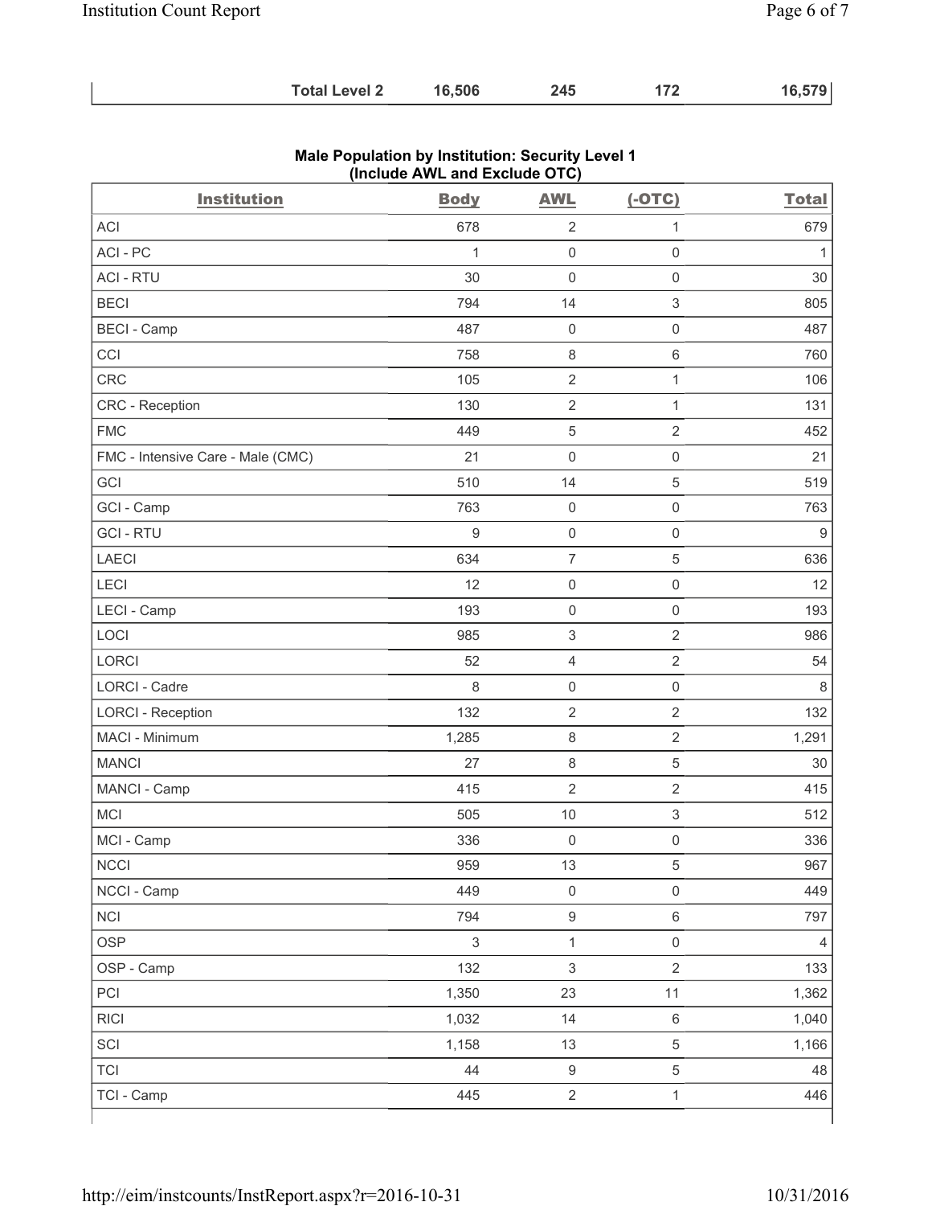| | | | | |
|---|---|---|---|---|
| **Total Level 2** | **16,506** | **245** | **172** | **16,579** |

## Male Population by Institution: Security Level 1 (Include AWL and Exclude OTC)

| Institution | Body | AWL | (-OTC) | Total |
|---|---|---|---|---|
| ACI | 678 | 2 | 1 | 679 |
| ACI - PC | 1 | 0 | 0 | 1 |
| ACI - RTU | 30 | 0 | 0 | 30 |
| BECI | 794 | 14 | 3 | 805 |
| BECI - Camp | 487 | 0 | 0 | 487 |
| CCI | 758 | 8 | 6 | 760 |
| CRC | 105 | 2 | 1 | 106 |
| CRC - Reception | 130 | 2 | 1 | 131 |
| FMC | 449 | 5 | 2 | 452 |
| FMC - Intensive Care - Male (CMC) | 21 | 0 | 0 | 21 |
| GCI | 510 | 14 | 5 | 519 |
| GCI - Camp | 763 | 0 | 0 | 763 |
| GCI - RTU | 9 | 0 | 0 | 9 |
| LAECI | 634 | 7 | 5 | 636 |
| LECI | 12 | 0 | 0 | 12 |
| LECI - Camp | 193 | 0 | 0 | 193 |
| LOCI | 985 | 3 | 2 | 986 |
| LORCI | 52 | 4 | 2 | 54 |
| LORCI - Cadre | 8 | 0 | 0 | 8 |
| LORCI - Reception | 132 | 2 | 2 | 132 |
| MACI - Minimum | 1,285 | 8 | 2 | 1,291 |
| MANCI | 27 | 8 | 5 | 30 |
| MANCI - Camp | 415 | 2 | 2 | 415 |
| MCI | 505 | 10 | 3 | 512 |
| MCI - Camp | 336 | 0 | 0 | 336 |
| NCCI | 959 | 13 | 5 | 967 |
| NCCI - Camp | 449 | 0 | 0 | 449 |
| NCI | 794 | 9 | 6 | 797 |
| OSP | 3 | 1 | 0 | 4 |
| OSP - Camp | 132 | 3 | 2 | 133 |
| PCI | 1,350 | 23 | 11 | 1,362 |
| RICI | 1,032 | 14 | 6 | 1,040 |
| SCI | 1,158 | 13 | 5 | 1,166 |
| TCI | 44 | 9 | 5 | 48 |
| TCI - Camp | 445 | 2 | 1 | 446 |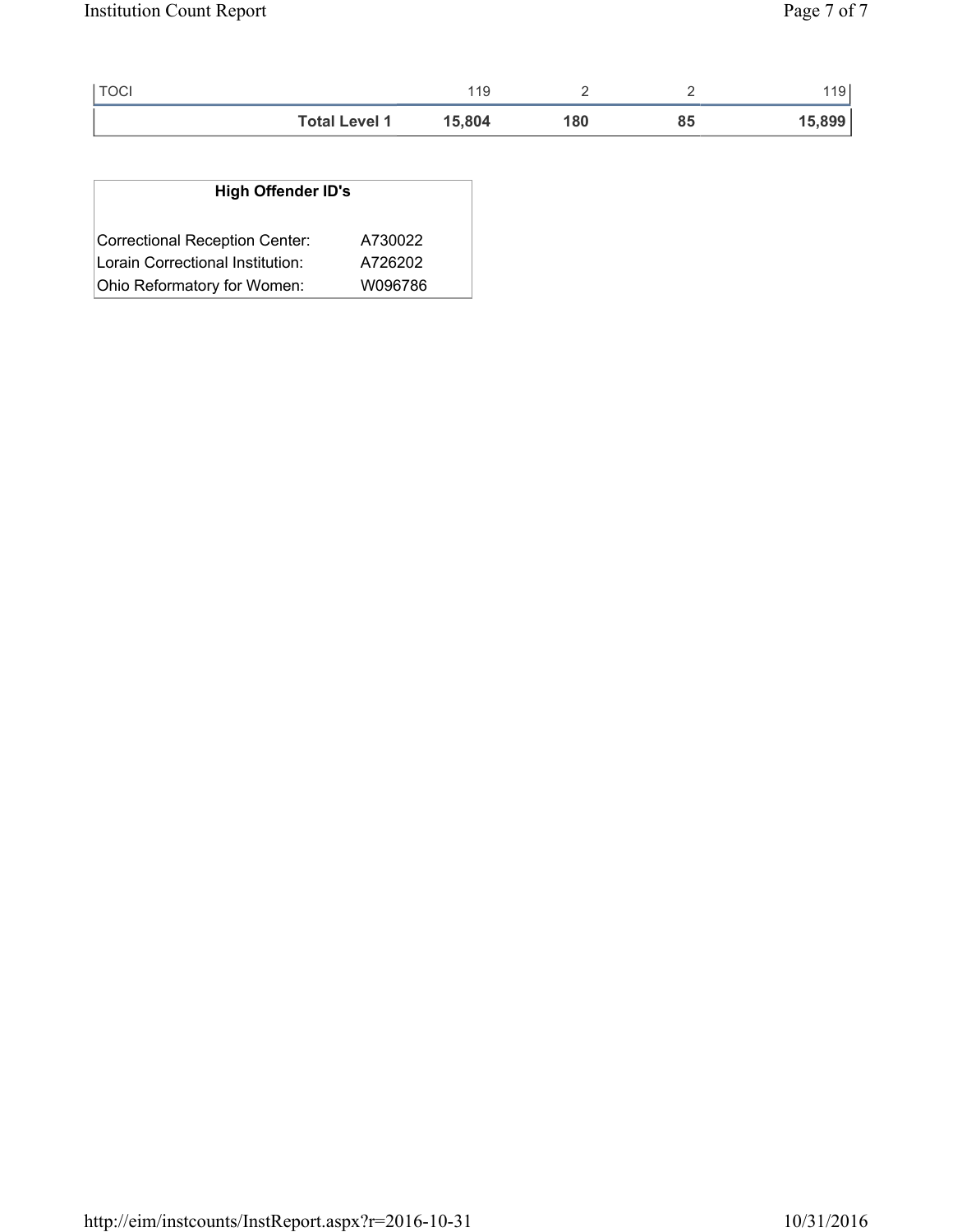| | | | | |
|---|---|---|---|---|
| TOCI | 119 | 2 | 2 | 119 |
| **Total Level 1** | **15,804** | **180** | **85** | **15,899** |

| High Offender ID's | |
|---|---|
| Correctional Reception Center: | A730022 |
| Lorain Correctional Institution: | A726202 |
| Ohio Reformatory for Women: | W096786 |